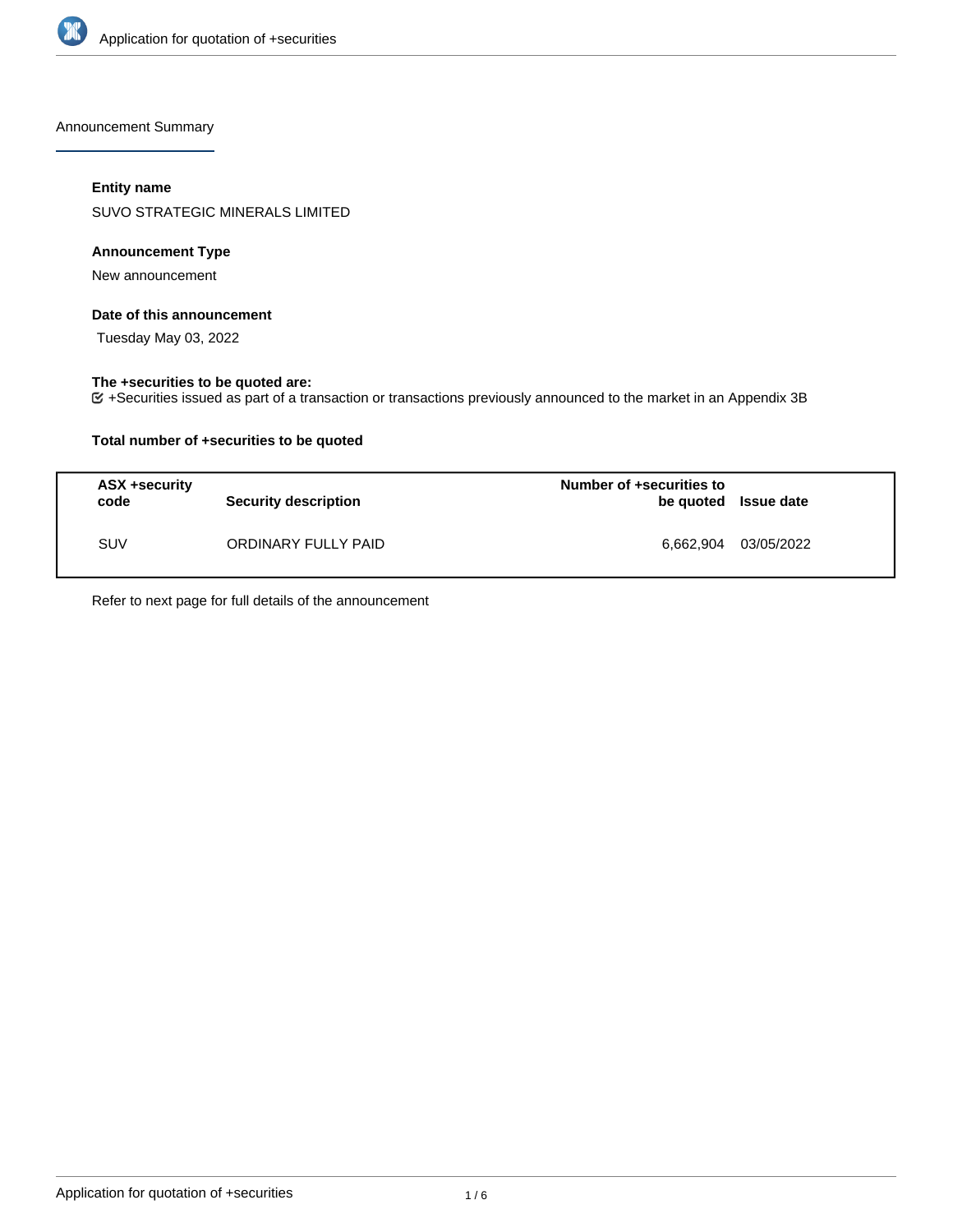Announcement Summary

### Entity name

SUVO STRATEGIC MINERALS LIMITED

### Announcement Type

New announcement

### Date of this announcement

Tuesday May 03, 2022

### The +securities to be quoted are:

☑ +Securities issued as part of a transaction or transactions previously announced to the market in an Appendix 3B

### Total number of +securities to be quoted

| ASX +security code | Security description | Number of +securities to be quoted | Issue date |
|---|---|---|---|
| SUV | ORDINARY FULLY PAID | 6,662,904 | 03/05/2022 |

Refer to next page for full details of the announcement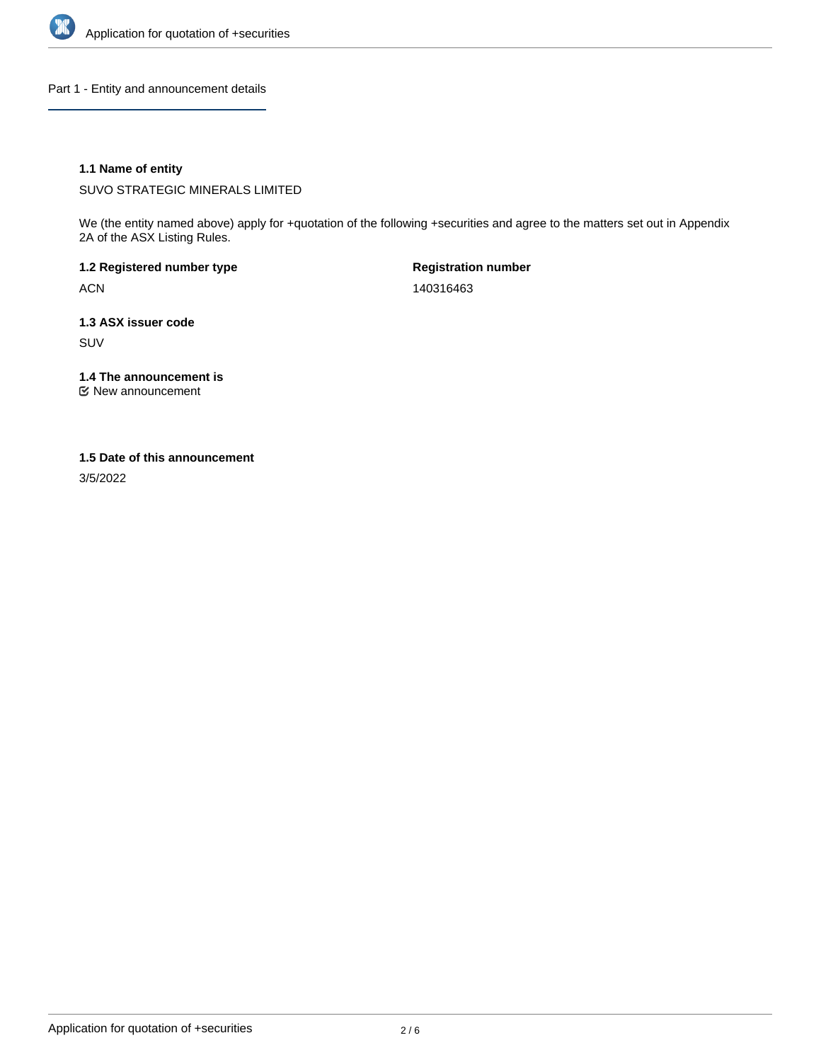## Part 1 - Entity and announcement details

**1.1 Name of entity**

SUVO STRATEGIC MINERALS LIMITED

We (the entity named above) apply for +quotation of the following +securities and agree to the matters set out in Appendix 2A of the ASX Listing Rules.

**1.2 Registered number type**

ACN

**Registration number**

140316463

**1.3 ASX issuer code**

SUV

**1.4 The announcement is**

☑ New announcement

**1.5 Date of this announcement**

3/5/2022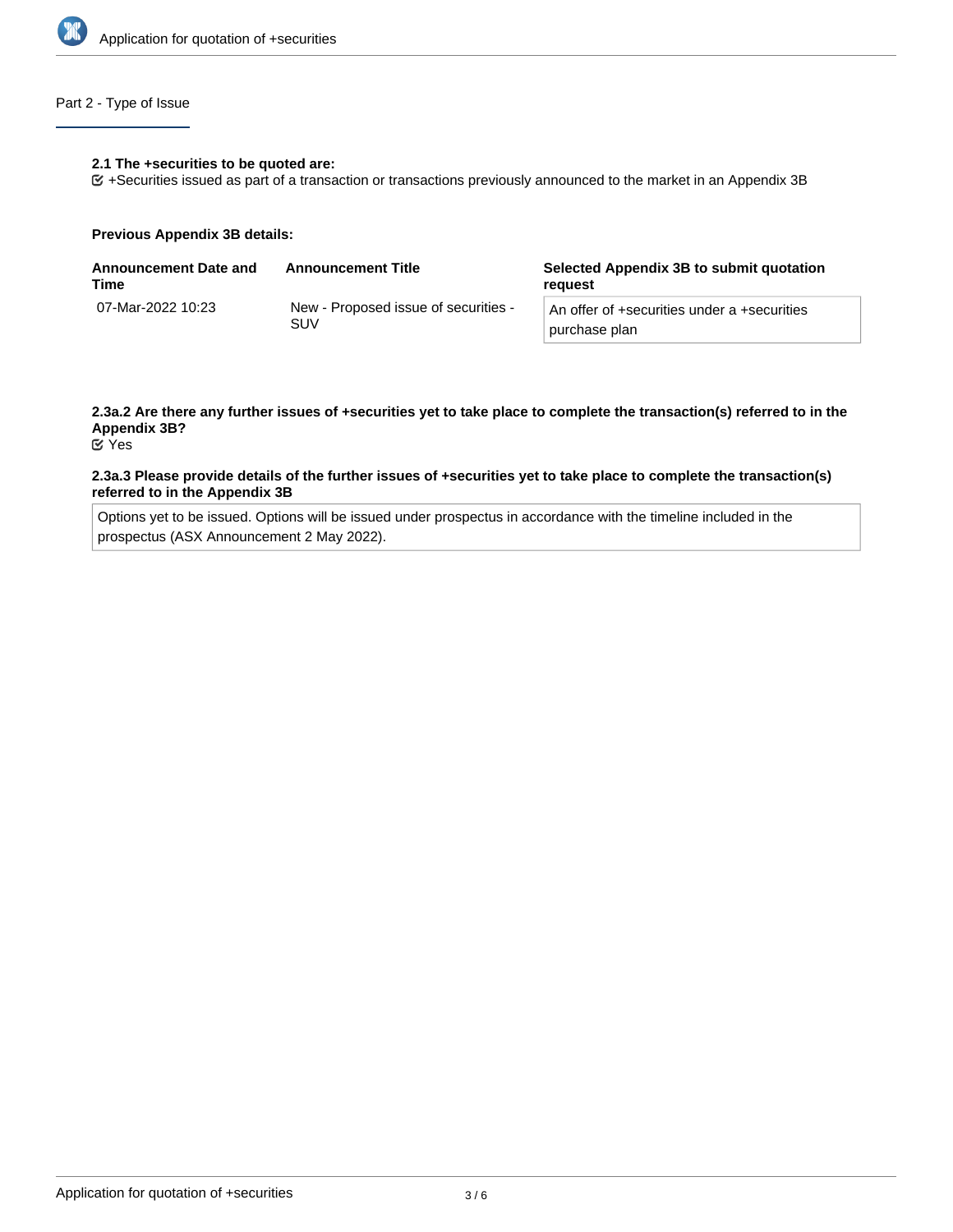## Part 2 - Type of Issue

**2.1 The +securities to be quoted are:**

☑ +Securities issued as part of a transaction or transactions previously announced to the market in an Appendix 3B

**Previous Appendix 3B details:**

| Announcement Date and Time | Announcement Title | Selected Appendix 3B to submit quotation request |
|---|---|---|
| 07-Mar-2022 10:23 | New - Proposed issue of securities - SUV | An offer of +securities under a +securities purchase plan |

**2.3a.2 Are there any further issues of +securities yet to take place to complete the transaction(s) referred to in the Appendix 3B?**

☑ Yes

**2.3a.3 Please provide details of the further issues of +securities yet to take place to complete the transaction(s) referred to in the Appendix 3B**

Options yet to be issued. Options will be issued under prospectus in accordance with the timeline included in the prospectus (ASX Announcement 2 May 2022).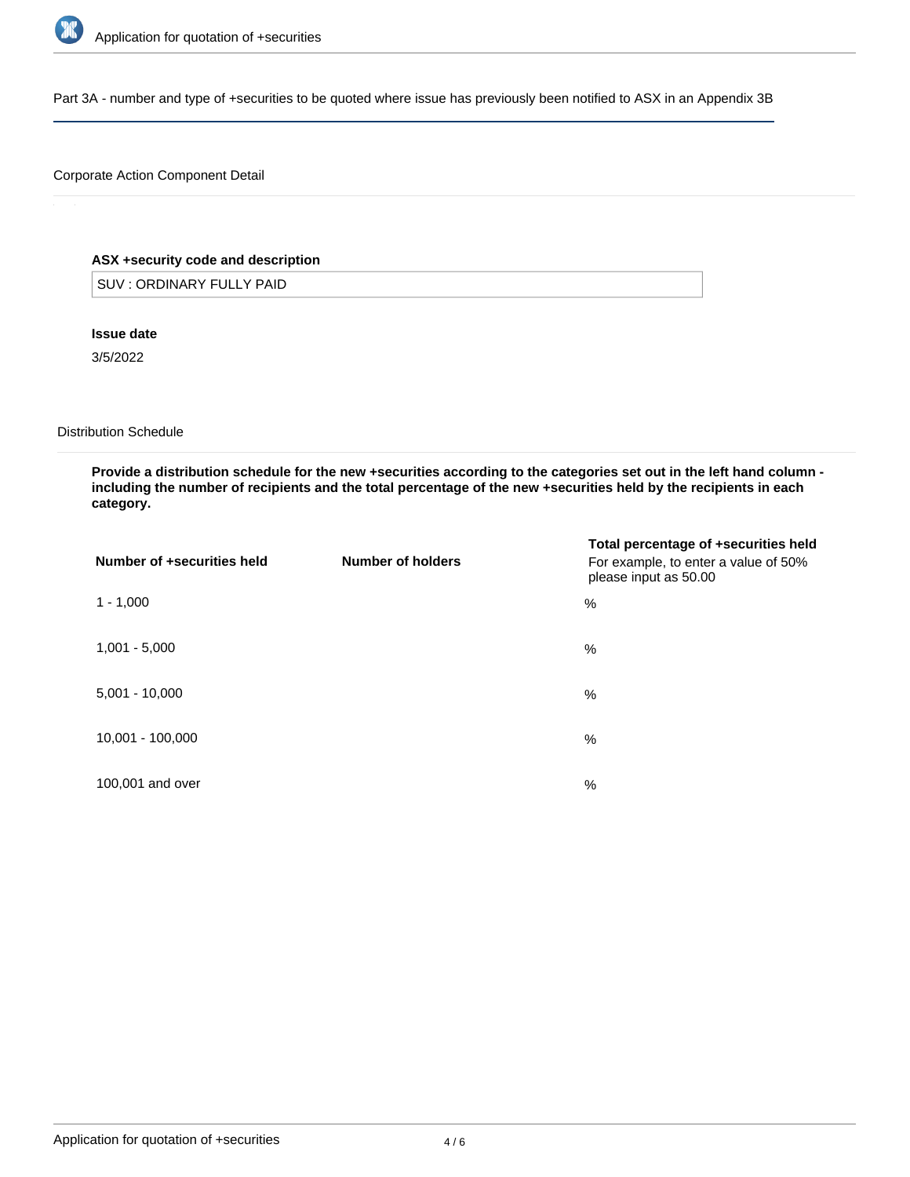## Part 3A - number and type of +securities to be quoted where issue has previously been notified to ASX in an Appendix 3B

### Corporate Action Component Detail

**ASX +security code and description**

SUV : ORDINARY FULLY PAID

**Issue date**

3/5/2022

### Distribution Schedule

**Provide a distribution schedule for the new +securities according to the categories set out in the left hand column - including the number of recipients and the total percentage of the new +securities held by the recipients in each category.**

| Number of +securities held | Number of holders | Total percentage of +securities held For example, to enter a value of 50% please input as 50.00 |
| --- | --- | --- |
| 1 - 1,000 | | % |
| 1,001 - 5,000 | | % |
| 5,001 - 10,000 | | % |
| 10,001 - 100,000 | | % |
| 100,001 and over | | % |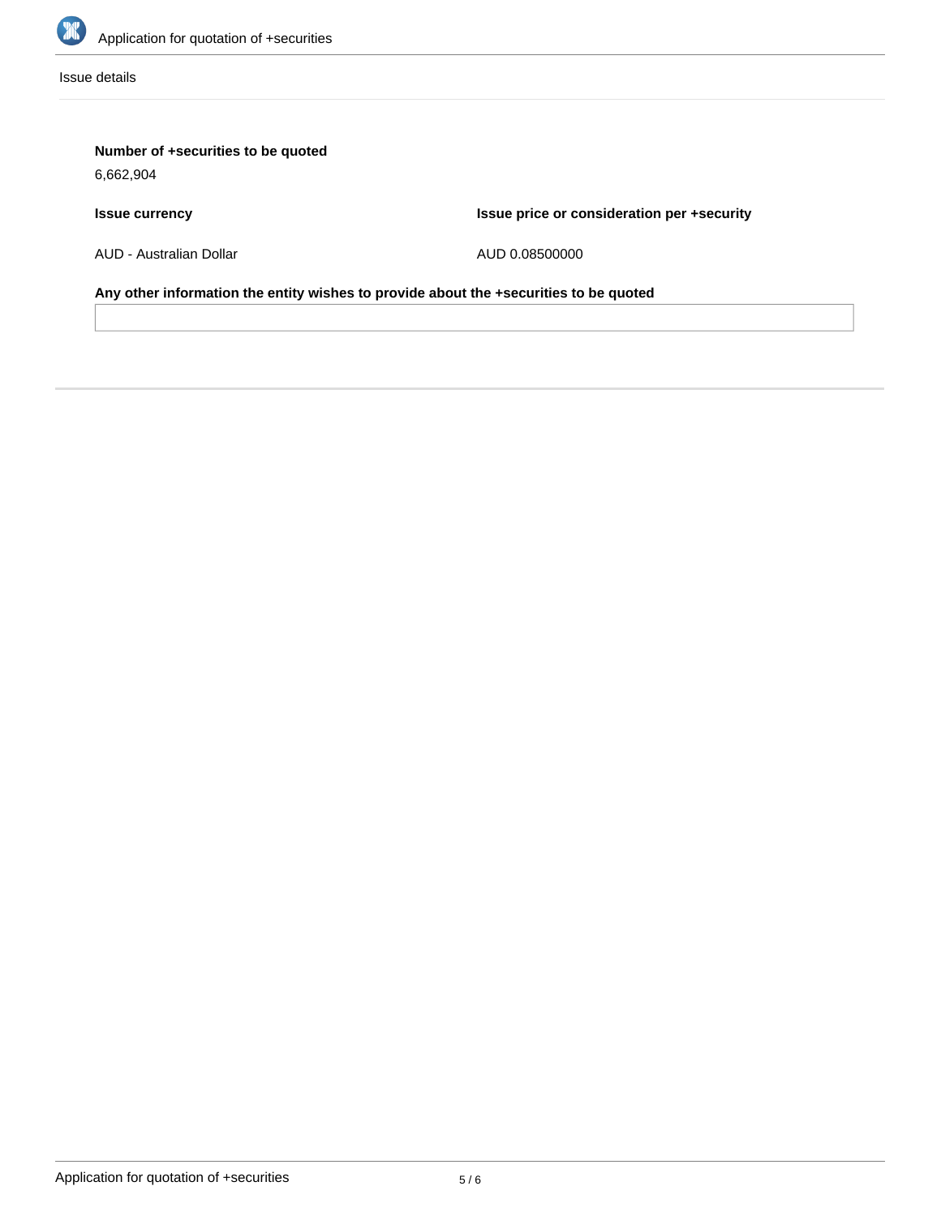Issue details

**Number of +securities to be quoted**

6,662,904

| **Issue currency** | **Issue price or consideration per +security** |
| --- | --- |
| AUD - Australian Dollar | AUD 0.08500000 |

**Any other information the entity wishes to provide about the +securities to be quoted**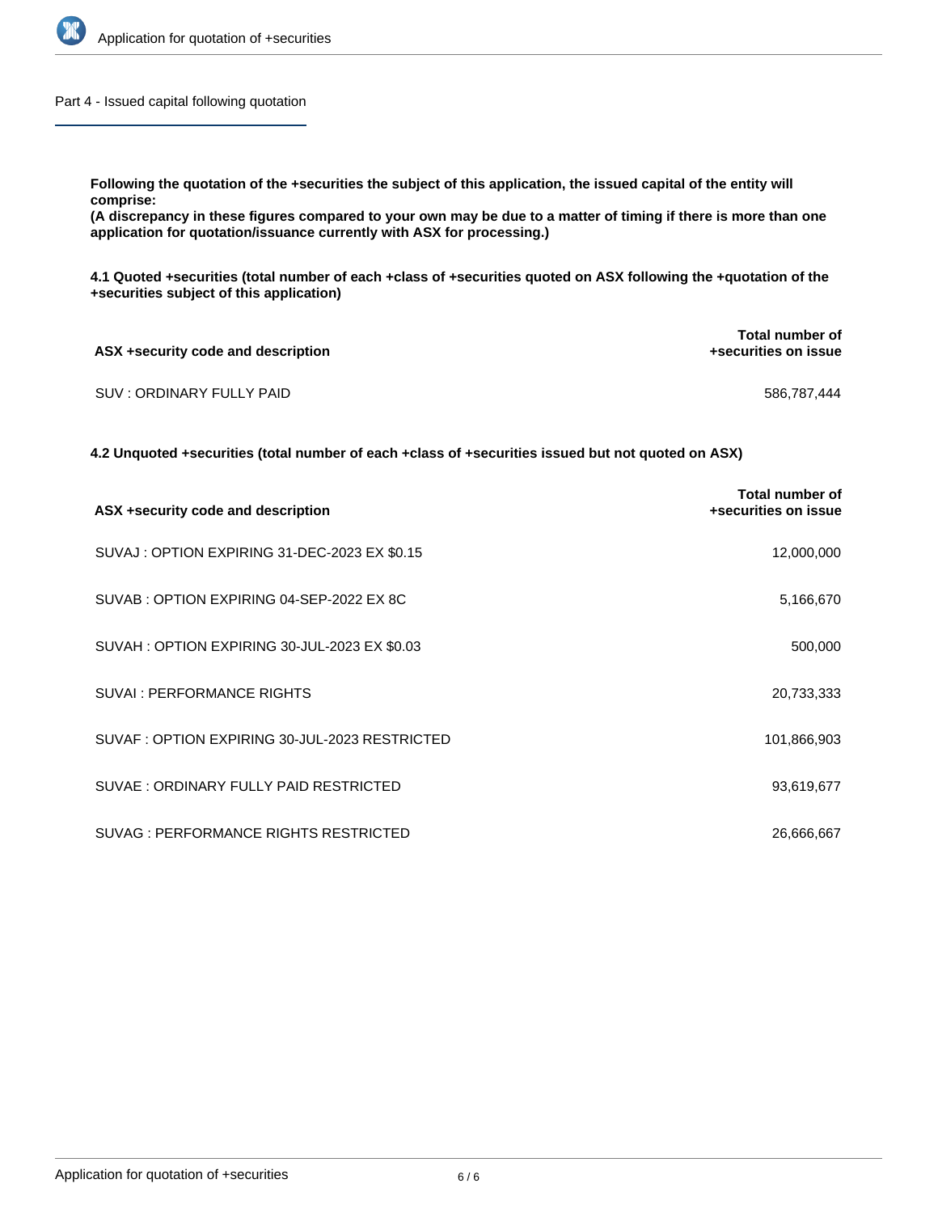## Part 4 - Issued capital following quotation

**Following the quotation of the +securities the subject of this application, the issued capital of the entity will comprise:**
**(A discrepancy in these figures compared to your own may be due to a matter of timing if there is more than one application for quotation/issuance currently with ASX for processing.)**

**4.1 Quoted +securities (total number of each +class of +securities quoted on ASX following the +quotation of the +securities subject of this application)**

| ASX +security code and description | Total number of +securities on issue |
|---|---|
| SUV : ORDINARY FULLY PAID | 586,787,444 |

**4.2 Unquoted +securities (total number of each +class of +securities issued but not quoted on ASX)**

| ASX +security code and description | Total number of +securities on issue |
|---|---|
| SUVAJ : OPTION EXPIRING 31-DEC-2023 EX $0.15 | 12,000,000 |
| SUVAB : OPTION EXPIRING 04-SEP-2022 EX 8C | 5,166,670 |
| SUVAH : OPTION EXPIRING 30-JUL-2023 EX $0.03 | 500,000 |
| SUVAI : PERFORMANCE RIGHTS | 20,733,333 |
| SUVAF : OPTION EXPIRING 30-JUL-2023 RESTRICTED | 101,866,903 |
| SUVAE : ORDINARY FULLY PAID RESTRICTED | 93,619,677 |
| SUVAG : PERFORMANCE RIGHTS RESTRICTED | 26,666,667 |